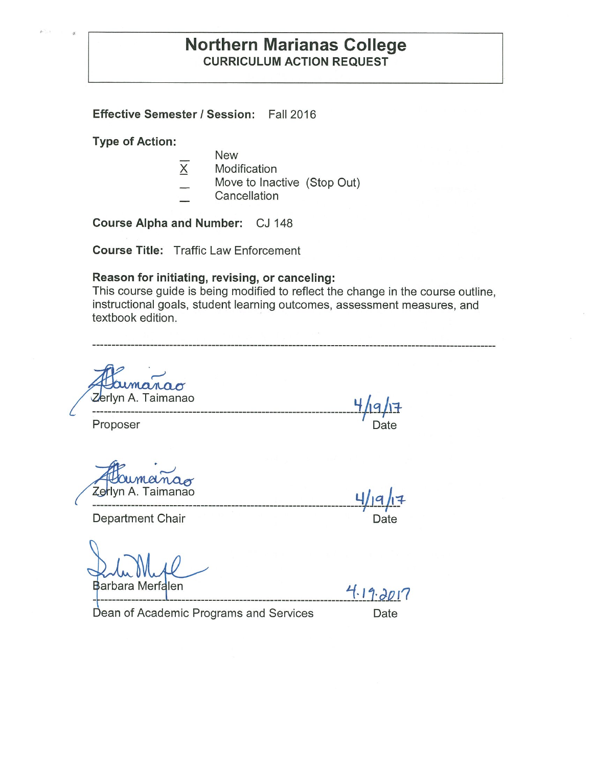# Northern Marianas College

## CURRICULUM ACTION REQUEST

**Effective Semester / Session:** Fall 2016

**Type of Action:**

_ New  
X Modification  
_ Move to Inactive (Stop Out)  
_ Cancellation

**Course Alpha and Number:** CJ 148

**Course Title:** Traffic Law Enforcement

**Reason for initiating, revising, or canceling:**  
This course guide is being modified to reflect the change in the course outline, instructional goals, student learning outcomes, assessment measures, and textbook edition.

---

Zerlyn A. Taimanao — 4/19/17

Proposer — Date

Zerlyn A. Taimanao — 4/19/17

Department Chair — Date

Barbara Merfalen — 4.19.2017

Dean of Academic Programs and Services — Date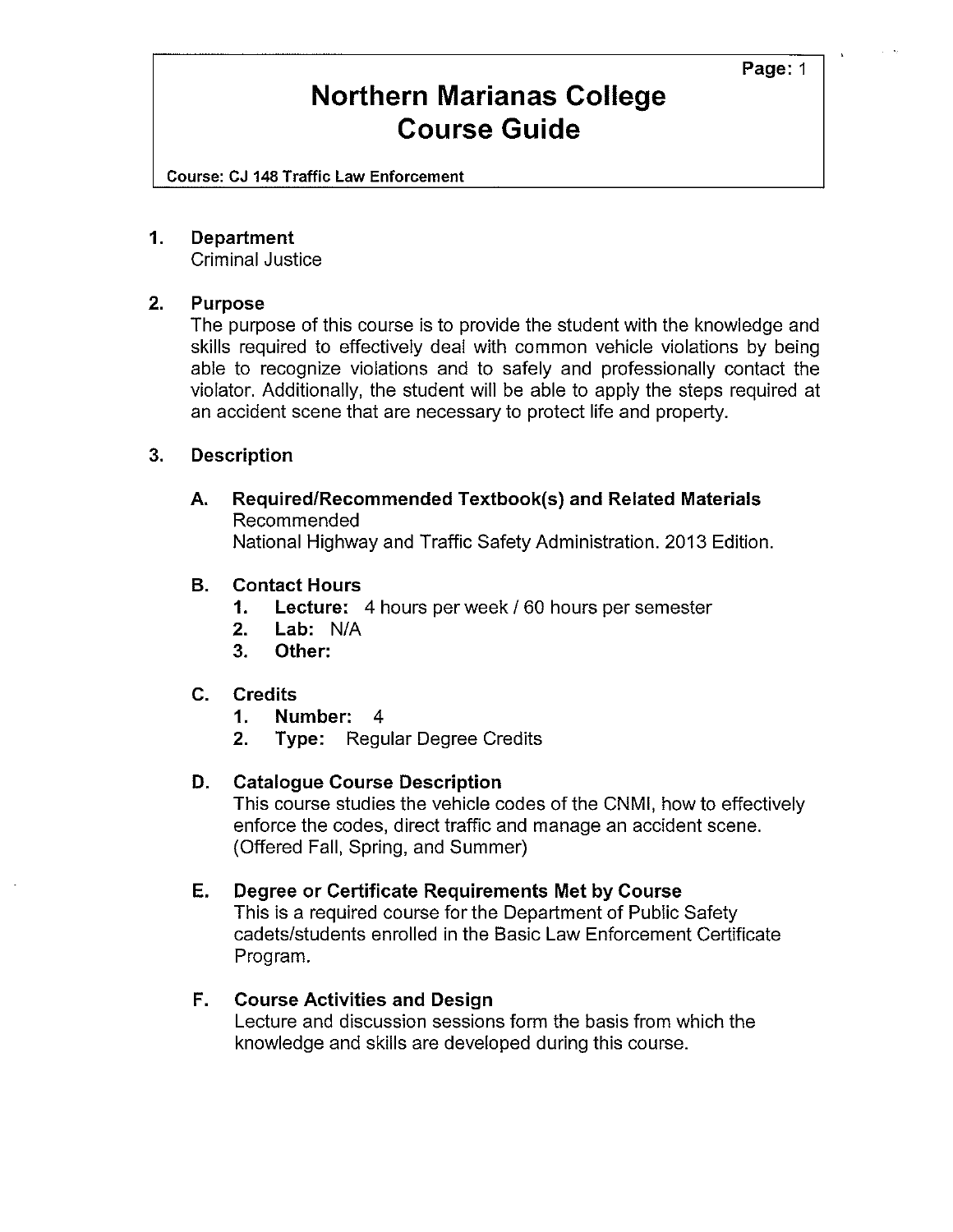# Northern Marianas College Course Guide

**Course: CJ 148 Traffic Law Enforcement**

## 1. Department

Criminal Justice

## 2. Purpose

The purpose of this course is to provide the student with the knowledge and skills required to effectively deal with common vehicle violations by being able to recognize violations and to safely and professionally contact the violator. Additionally, the student will be able to apply the steps required at an accident scene that are necessary to protect life and property.

## 3. Description

### A. Required/Recommended Textbook(s) and Related Materials

Recommended

National Highway and Traffic Safety Administration. 2013 Edition.

### B. Contact Hours

1. **Lecture:** 4 hours per week / 60 hours per semester
2. **Lab:** N/A
3. **Other:**

### C. Credits

1. **Number:** 4
2. **Type:** Regular Degree Credits

### D. Catalogue Course Description

This course studies the vehicle codes of the CNMI, how to effectively enforce the codes, direct traffic and manage an accident scene. (Offered Fall, Spring, and Summer)

### E. Degree or Certificate Requirements Met by Course

This is a required course for the Department of Public Safety cadets/students enrolled in the Basic Law Enforcement Certificate Program.

### F. Course Activities and Design

Lecture and discussion sessions form the basis from which the knowledge and skills are developed during this course.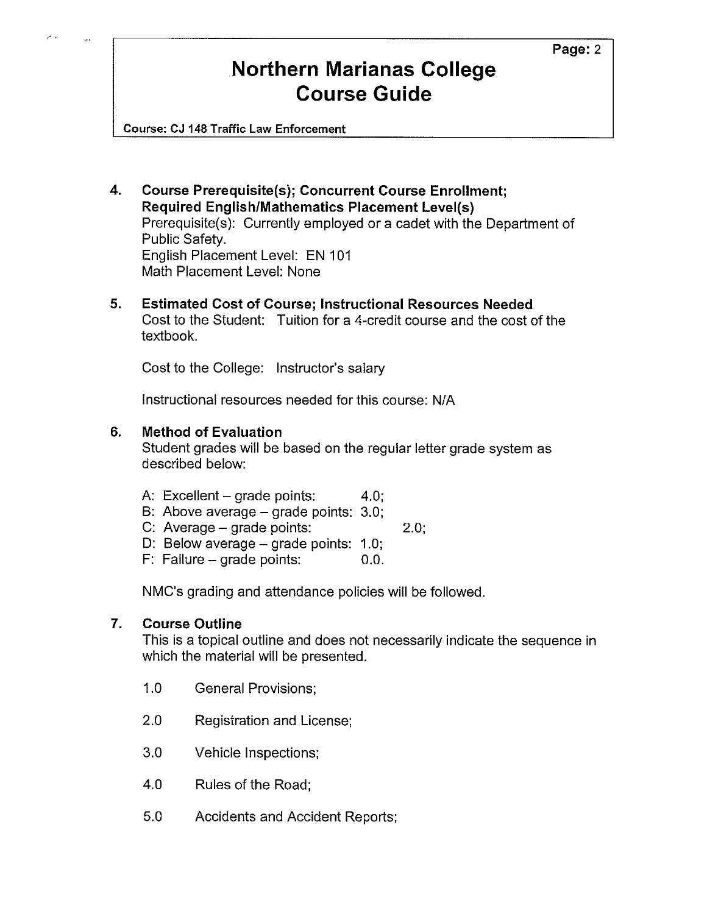4. **Course Prerequisite(s); Concurrent Course Enrollment; Required English/Mathematics Placement Level(s)**
   Prerequisite(s): Currently employed or a cadet with the Department of Public Safety.
   English Placement Level: EN 101
   Math Placement Level: None

5. **Estimated Cost of Course; Instructional Resources Needed**
   Cost to the Student: Tuition for a 4-credit course and the cost of the textbook.

   Cost to the College: Instructor's salary

   Instructional resources needed for this course: N/A

6. **Method of Evaluation**
   Student grades will be based on the regular letter grade system as described below:

   - A: Excellent – grade points: 4.0;
   - B: Above average – grade points: 3.0;
   - C: Average – grade points: 2.0;
   - D: Below average – grade points: 1.0;
   - F: Failure – grade points: 0.0.

   NMC's grading and attendance policies will be followed.

7. **Course Outline**
   This is a topical outline and does not necessarily indicate the sequence in which the material will be presented.

   1.0 General Provisions;

   2.0 Registration and License;

   3.0 Vehicle Inspections;

   4.0 Rules of the Road;

   5.0 Accidents and Accident Reports;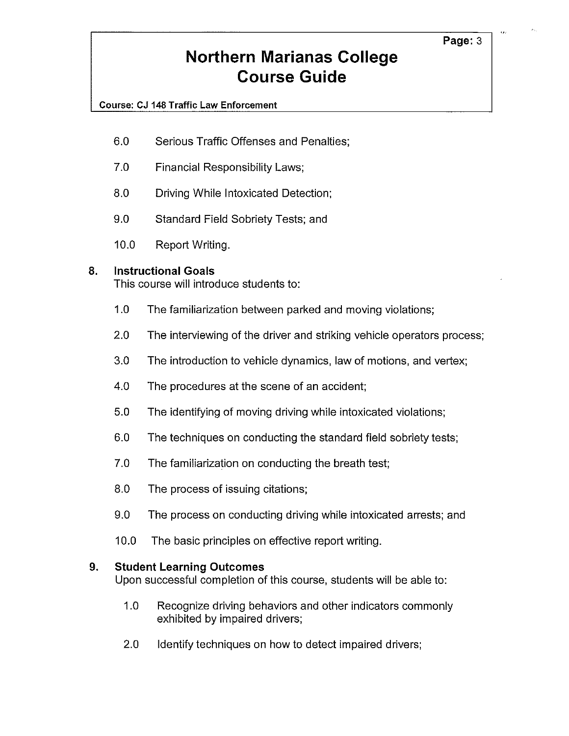6.0 Serious Traffic Offenses and Penalties;

7.0 Financial Responsibility Laws;

8.0 Driving While Intoxicated Detection;

9.0 Standard Field Sobriety Tests; and

10.0 Report Writing.

## 8. Instructional Goals

This course will introduce students to:

1.0 The familiarization between parked and moving violations;

2.0 The interviewing of the driver and striking vehicle operators process;

3.0 The introduction to vehicle dynamics, law of motions, and vertex;

4.0 The procedures at the scene of an accident;

5.0 The identifying of moving driving while intoxicated violations;

6.0 The techniques on conducting the standard field sobriety tests;

7.0 The familiarization on conducting the breath test;

8.0 The process of issuing citations;

9.0 The process on conducting driving while intoxicated arrests; and

10.0 The basic principles on effective report writing.

## 9. Student Learning Outcomes

Upon successful completion of this course, students will be able to:

1.0 Recognize driving behaviors and other indicators commonly exhibited by impaired drivers;

2.0 Identify techniques on how to detect impaired drivers;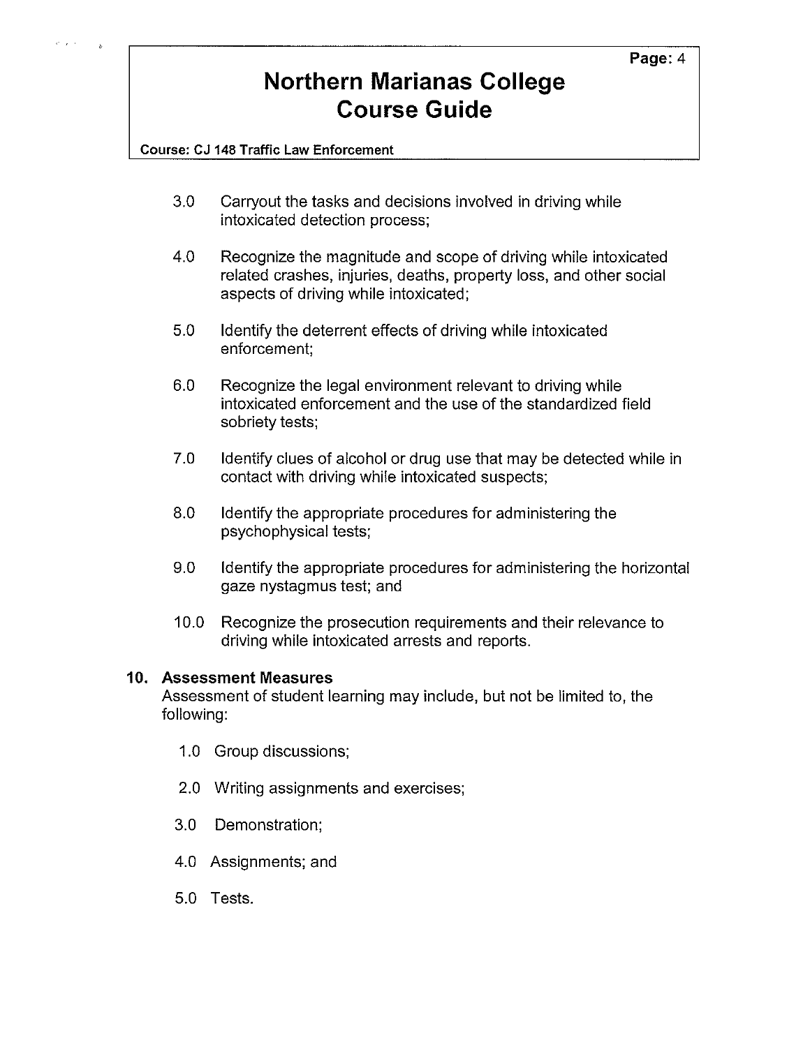3.0 Carryout the tasks and decisions involved in driving while intoxicated detection process;

4.0 Recognize the magnitude and scope of driving while intoxicated related crashes, injuries, deaths, property loss, and other social aspects of driving while intoxicated;

5.0 Identify the deterrent effects of driving while intoxicated enforcement;

6.0 Recognize the legal environment relevant to driving while intoxicated enforcement and the use of the standardized field sobriety tests;

7.0 Identify clues of alcohol or drug use that may be detected while in contact with driving while intoxicated suspects;

8.0 Identify the appropriate procedures for administering the psychophysical tests;

9.0 Identify the appropriate procedures for administering the horizontal gaze nystagmus test; and

10.0 Recognize the prosecution requirements and their relevance to driving while intoxicated arrests and reports.

## 10. Assessment Measures

Assessment of student learning may include, but not be limited to, the following:

1.0 Group discussions;

2.0 Writing assignments and exercises;

3.0 Demonstration;

4.0 Assignments; and

5.0 Tests.